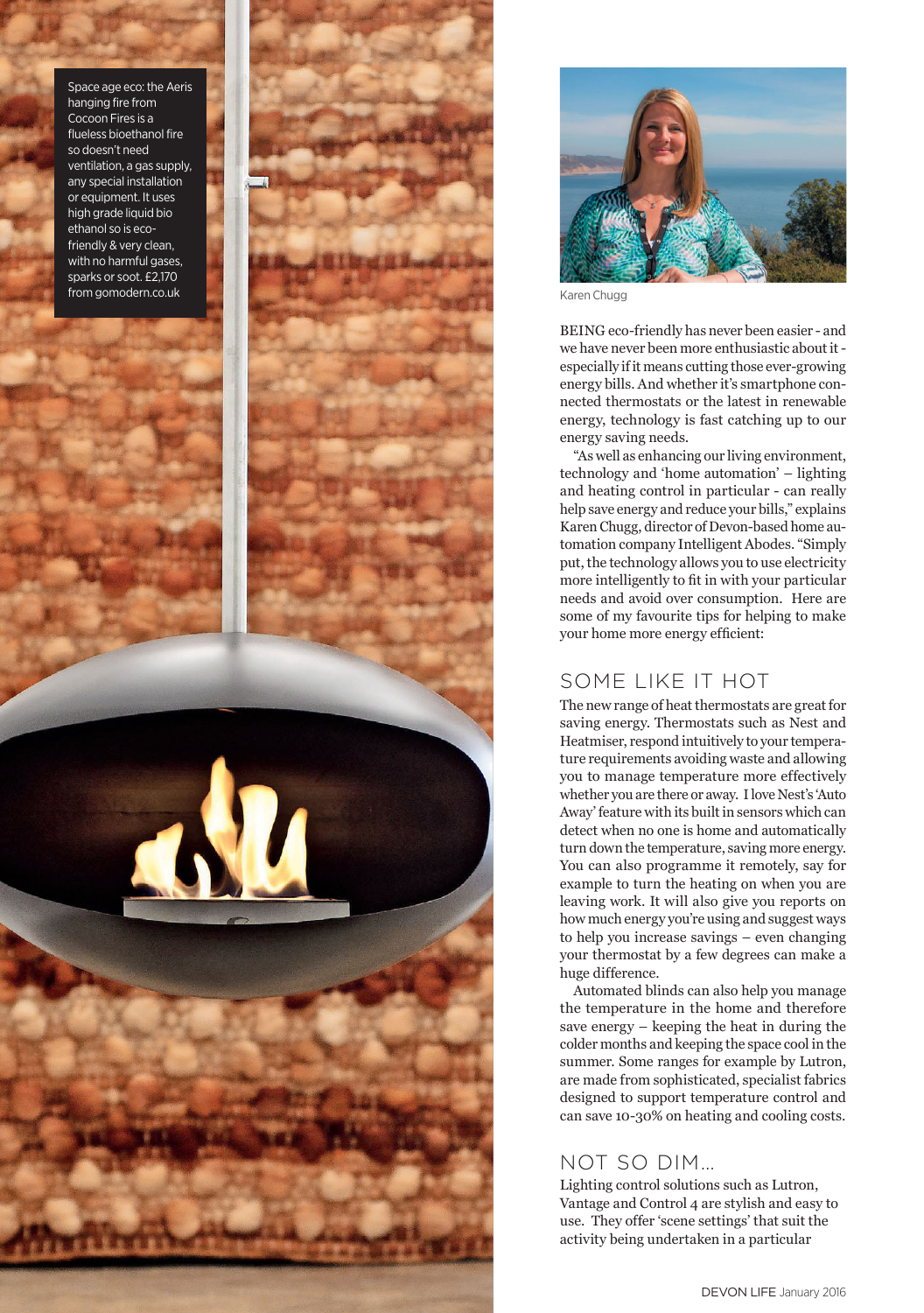Space age eco: the Aeris hanging fire from Cocoon Fires is a flueless bioethanol fire so doesn't need ventilation, a gas supply, any special installation or equipment. It uses high grade liquid bio ethanol so is eco-friendly & very clean, with no harmful gases, sparks or soot. £2,170 from gomodern.co.uk

Karen Chugg

BEING eco-friendly has never been easier - and we have never been more enthusiastic about it - especially if it means cutting those ever-growing energy bills. And whether it's smartphone connected thermostats or the latest in renewable energy, technology is fast catching up to our energy saving needs.

"As well as enhancing our living environment, technology and 'home automation' – lighting and heating control in particular - can really help save energy and reduce your bills," explains Karen Chugg, director of Devon-based home automation company Intelligent Abodes. "Simply put, the technology allows you to use electricity more intelligently to fit in with your particular needs and avoid over consumption. Here are some of my favourite tips for helping to make your home more energy efficient:

## SOME LIKE IT HOT

The new range of heat thermostats are great for saving energy. Thermostats such as Nest and Heatmiser, respond intuitively to your temperature requirements avoiding waste and allowing you to manage temperature more effectively whether you are there or away. I love Nest's 'Auto Away' feature with its built in sensors which can detect when no one is home and automatically turn down the temperature, saving more energy. You can also programme it remotely, say for example to turn the heating on when you are leaving work. It will also give you reports on how much energy you're using and suggest ways to help you increase savings – even changing your thermostat by a few degrees can make a huge difference.

Automated blinds can also help you manage the temperature in the home and therefore save energy – keeping the heat in during the colder months and keeping the space cool in the summer. Some ranges for example by Lutron, are made from sophisticated, specialist fabrics designed to support temperature control and can save 10-30% on heating and cooling costs.

## NOT SO DIM...

Lighting control solutions such as Lutron, Vantage and Control 4 are stylish and easy to use. They offer 'scene settings' that suit the activity being undertaken in a particular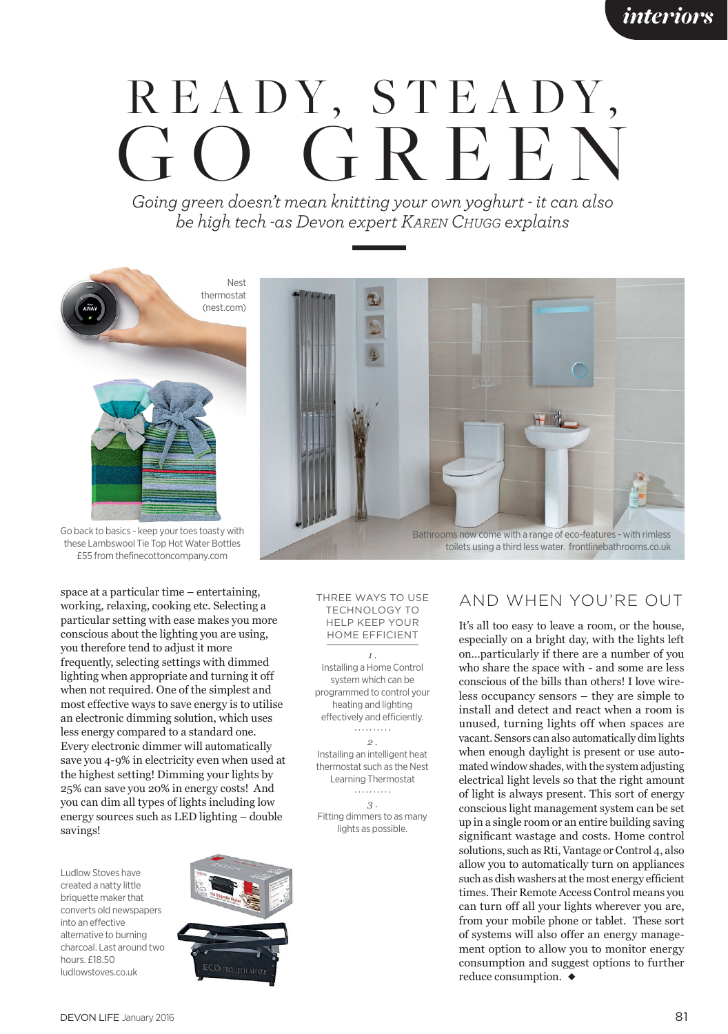# READY, STEADY, GO GREEN

*Going green doesn't mean knitting your own yoghurt - it can also be high tech -as Devon expert Karen Chugg explains*

Nest thermostat (nest.com)

Go back to basics - keep your toes toasty with these Lambswool Tie Top Hot Water Bottles £55 from thefinecottoncompany.com

Bathrooms now come with a range of eco-features - with rimless toilets using a third less water. frontlinebathrooms.co.uk

space at a particular time – entertaining, working, relaxing, cooking etc. Selecting a particular setting with ease makes you more conscious about the lighting you are using, you therefore tend to adjust it more frequently, selecting settings with dimmed lighting when appropriate and turning it off when not required. One of the simplest and most effective ways to save energy is to utilise an electronic dimming solution, which uses less energy compared to a standard one. Every electronic dimmer will automatically save you 4-9% in electricity even when used at the highest setting! Dimming your lights by 25% can save you 20% in energy costs! And you can dim all types of lights including low energy sources such as LED lighting – double savings!

Ludlow Stoves have created a natty little briquette maker that converts old newspapers into an effective alternative to burning charcoal. Last around two hours. £18.50 ludlowstoves.co.uk

### THREE WAYS TO USE TECHNOLOGY TO HELP KEEP YOUR HOME EFFICIENT

1. Installing a Home Control system which can be programmed to control your heating and lighting effectively and efficiently.

2. Installing an intelligent heat thermostat such as the Nest Learning Thermostat

3. Fitting dimmers to as many lights as possible.

## AND WHEN YOU'RE OUT

It's all too easy to leave a room, or the house, especially on a bright day, with the lights left on...particularly if there are a number of you who share the space with - and some are less conscious of the bills than others! I love wire-less occupancy sensors – they are simple to install and detect and react when a room is unused, turning lights off when spaces are vacant. Sensors can also automatically dim lights when enough daylight is present or use automated window shades, with the system adjusting electrical light levels so that the right amount of light is always present. This sort of energy conscious light management system can be set up in a single room or an entire building saving significant wastage and costs. Home control solutions, such as Rti, Vantage or Control 4, also allow you to automatically turn on appliances such as dish washers at the most energy efficient times. Their Remote Access Control means you can turn off all your lights wherever you are, from your mobile phone or tablet. These sort of systems will also offer an energy management option to allow you to monitor energy consumption and suggest options to further reduce consumption. ◆